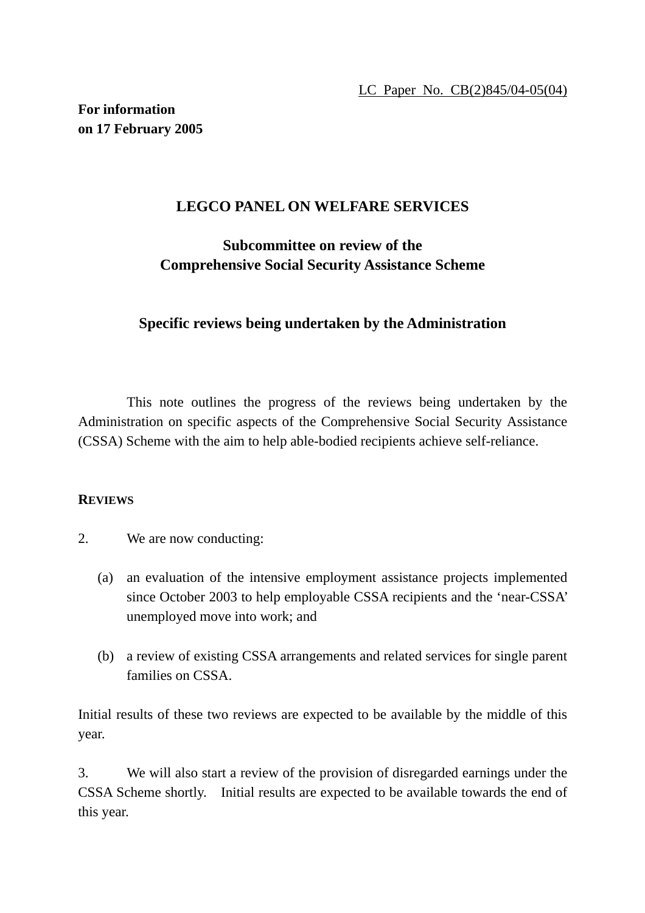<u>LC Paper No. CB(2)845/04-05(04)</u>

**For information**
**on 17 February 2005**

## LEGCO PANEL ON WELFARE SERVICES

### Subcommittee on review of the Comprehensive Social Security Assistance Scheme

### Specific reviews being undertaken by the Administration

This note outlines the progress of the reviews being undertaken by the Administration on specific aspects of the Comprehensive Social Security Assistance (CSSA) Scheme with the aim to help able-bodied recipients achieve self-reliance.

**REVIEWS**

2. We are now conducting:

(a) an evaluation of the intensive employment assistance projects implemented since October 2003 to help employable CSSA recipients and the 'near-CSSA' unemployed move into work; and

(b) a review of existing CSSA arrangements and related services for single parent families on CSSA.

Initial results of these two reviews are expected to be available by the middle of this year.

3. We will also start a review of the provision of disregarded earnings under the CSSA Scheme shortly. Initial results are expected to be available towards the end of this year.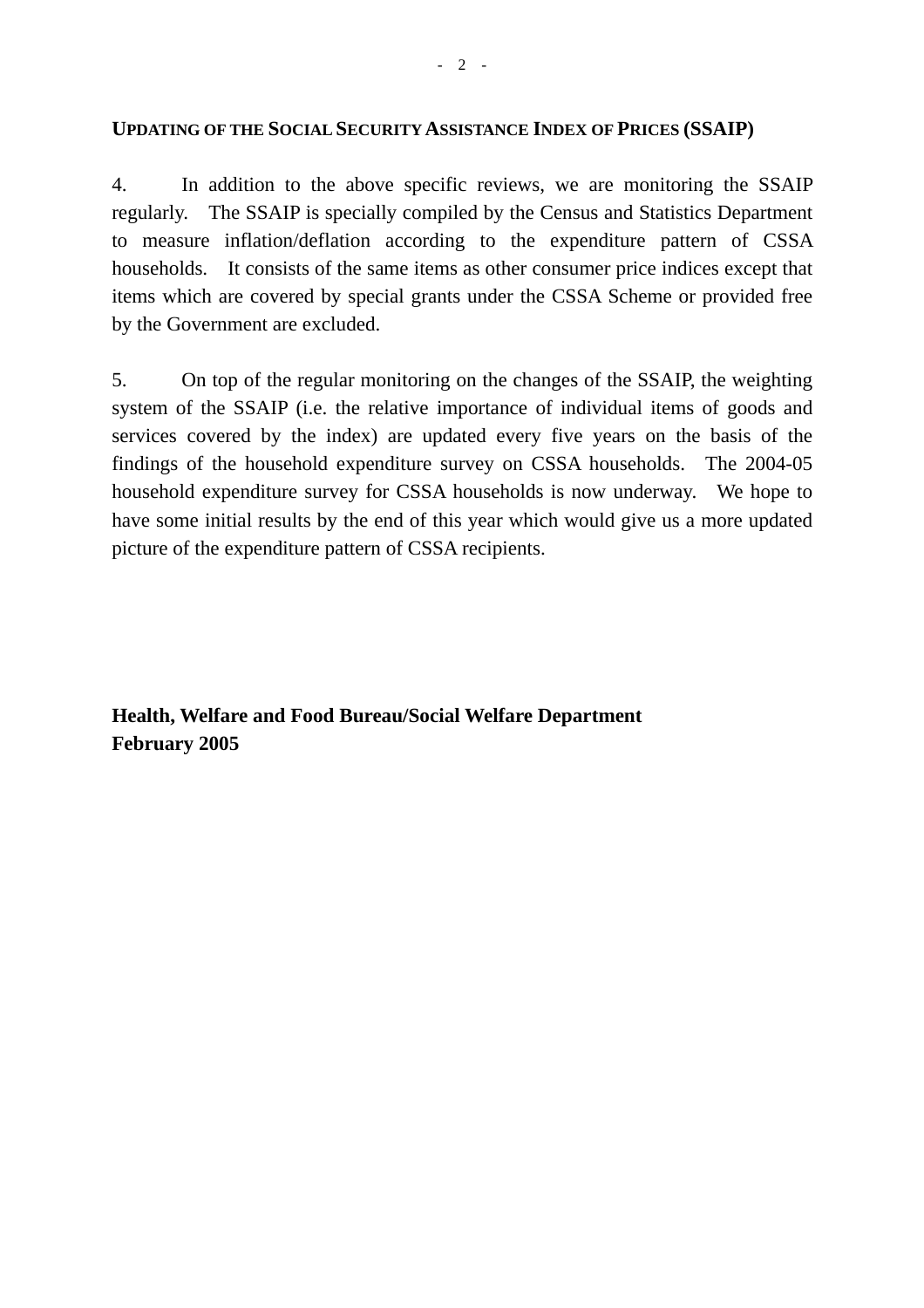**UPDATING OF THE SOCIAL SECURITY ASSISTANCE INDEX OF PRICES (SSAIP)**

4. In addition to the above specific reviews, we are monitoring the SSAIP regularly. The SSAIP is specially compiled by the Census and Statistics Department to measure inflation/deflation according to the expenditure pattern of CSSA households. It consists of the same items as other consumer price indices except that items which are covered by special grants under the CSSA Scheme or provided free by the Government are excluded.

5. On top of the regular monitoring on the changes of the SSAIP, the weighting system of the SSAIP (i.e. the relative importance of individual items of goods and services covered by the index) are updated every five years on the basis of the findings of the household expenditure survey on CSSA households. The 2004-05 household expenditure survey for CSSA households is now underway. We hope to have some initial results by the end of this year which would give us a more updated picture of the expenditure pattern of CSSA recipients.

**Health, Welfare and Food Bureau/Social Welfare Department**
**February 2005**